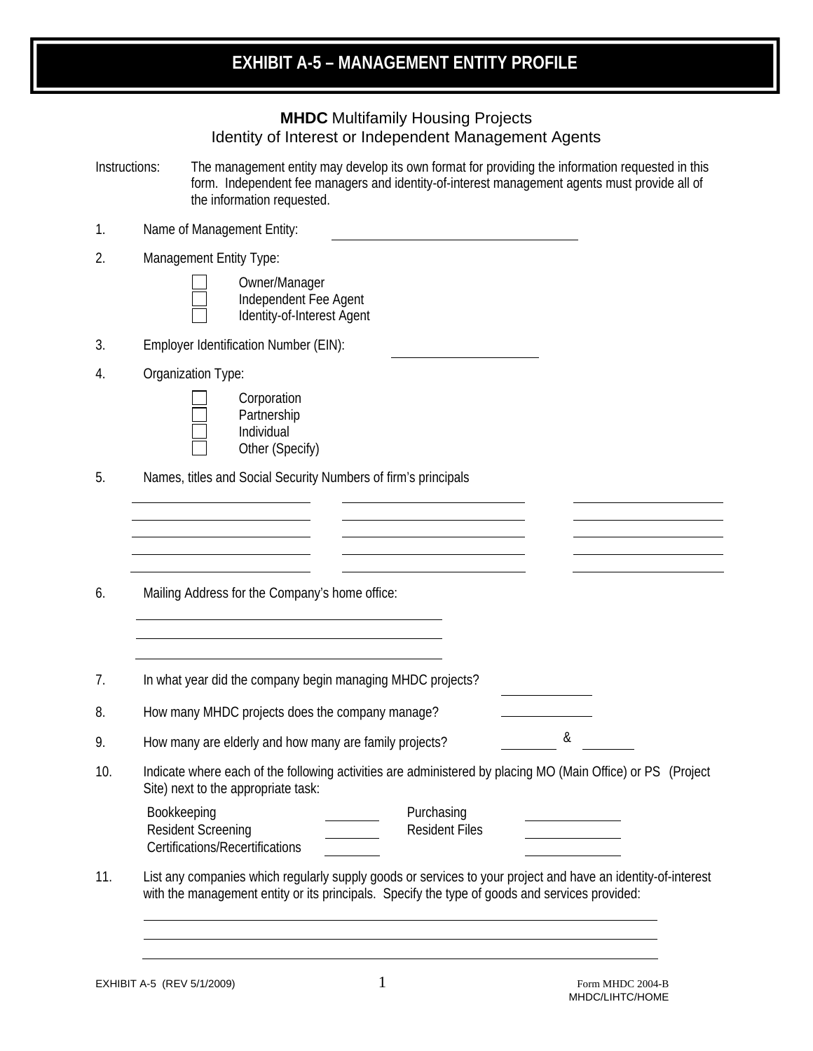# EXHIBIT A-5 – MANAGEMENT ENTITY PROFILE

## **MHDC** Multifamily Housing Projects
## Identity of Interest or Independent Management Agents

Instructions: The management entity may develop its own format for providing the information requested in this form. Independent fee managers and identity-of-interest management agents must provide all of the information requested.

1. Name of Management Entity: ______________________________

2. Management Entity Type:

   ☐ Owner/Manager
   ☐ Independent Fee Agent
   ☐ Identity-of-Interest Agent

3. Employer Identification Number (EIN): ____________________

4. Organization Type:

   ☐ Corporation
   ☐ Partnership
   ☐ Individual
   ☐ Other (Specify)

5. Names, titles and Social Security Numbers of firm's principals

| | | |
|---|---|---|
| ____________________ | ____________________ | ____________________ |
| ____________________ | ____________________ | ____________________ |
| ____________________ | ____________________ | ____________________ |
| ____________________ | ____________________ | ____________________ |
| ____________________ | ____________________ | ____________________ |

6. Mailing Address for the Company's home office:

   ______________________________
   ______________________________
   ______________________________

7. In what year did the company begin managing MHDC projects? __________

8. How many MHDC projects does the company manage? __________

9. How many are elderly and how many are family projects? ________ & ________

10. Indicate where each of the following activities are administered by placing MO (Main Office) or PS (Project Site) next to the appropriate task:

| | | | |
|---|---|---|---|
| Bookkeeping | ________ | Purchasing | ________ |
| Resident Screening | ________ | Resident Files | ________ |
| Certifications/Recertifications | ________ | | ________ |

11. List any companies which regularly supply goods or services to your project and have an identity-of-interest with the management entity or its principals. Specify the type of goods and services provided:

    ____________________________________________________________
    ____________________________________________________________
    ____________________________________________________________

EXHIBIT A-5 (REV 5/1/2009) | Form MHDC 2004-B | MHDC/LIHTC/HOME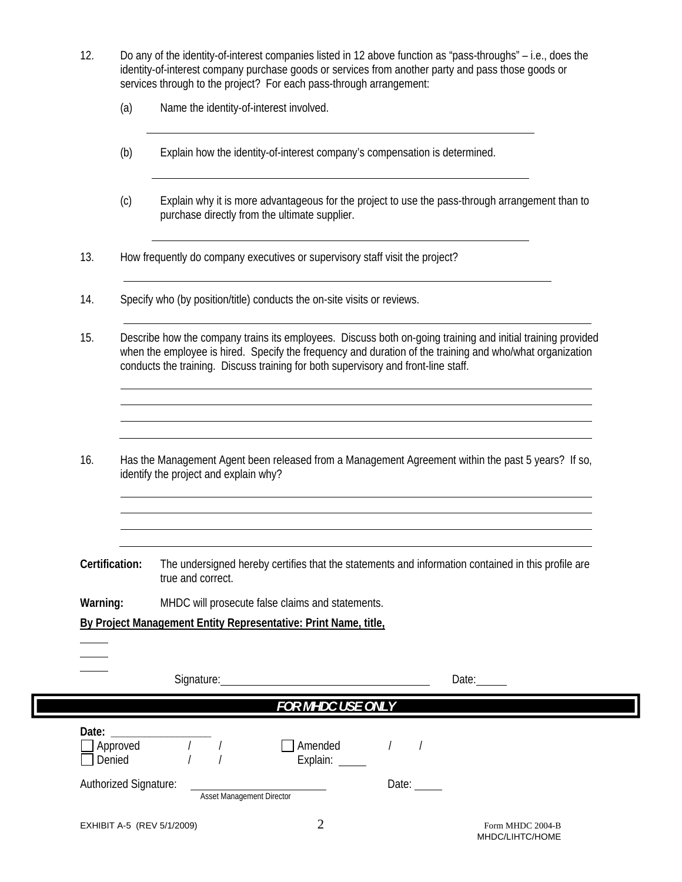12. Do any of the identity-of-interest companies listed in 12 above function as "pass-throughs" – i.e., does the identity-of-interest company purchase goods or services from another party and pass those goods or services through to the project? For each pass-through arrangement:

    (a) Name the identity-of-interest involved.

    ______________________________________________________________

    (b) Explain how the identity-of-interest company's compensation is determined.

    ______________________________________________________________

    (c) Explain why it is more advantageous for the project to use the pass-through arrangement than to purchase directly from the ultimate supplier.

    ______________________________________________________________

13. How frequently do company executives or supervisory staff visit the project?

    ______________________________________________________________

14. Specify who (by position/title) conducts the on-site visits or reviews.

    ______________________________________________________________

15. Describe how the company trains its employees. Discuss both on-going training and initial training provided when the employee is hired. Specify the frequency and duration of the training and who/what organization conducts the training. Discuss training for both supervisory and front-line staff.

    ______________________________________________________________
    ______________________________________________________________
    ______________________________________________________________
    ______________________________________________________________

16. Has the Management Agent been released from a Management Agreement within the past 5 years? If so, identify the project and explain why?

    ______________________________________________________________
    ______________________________________________________________
    ______________________________________________________________
    ______________________________________________________________

**Certification:** The undersigned hereby certifies that the statements and information contained in this profile are true and correct.

**Warning:** MHDC will prosecute false claims and statements.

**By Project Management Entity Representative: Print Name, title,**

_____
_____
_____

Signature: ______________________________ Date: _____

***FOR MHDC USE ONLY***

**Date:** _______________

☐ Approved / / ☐ Amended / /

☐ Denied / / Explain: _____

Authorized Signature: ______________________ Date: _____

Asset Management Director

EXHIBIT A-5 (REV 5/1/2009) Form MHDC 2004-B MHDC/LIHTC/HOME